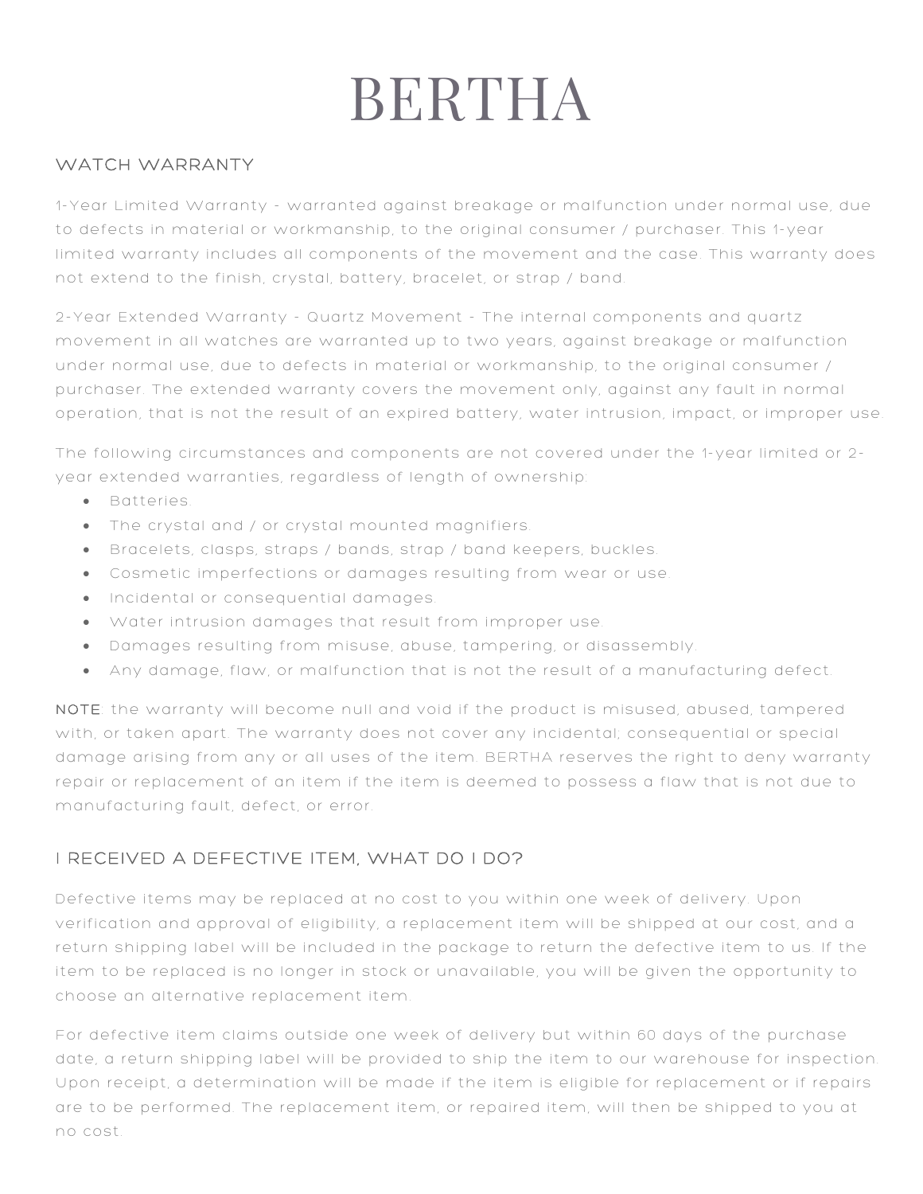# BERTHA

## WATCH WARRANTY

1-Year Limited Warranty - warranted against breakage or malfunction under normal use, due to defects in material or workmanship, to the original consumer / purchaser. This 1-year limited warranty includes all components of the movement and the case. This warranty does not extend to the finish, crystal, battery, bracelet, or strap / band.

2-Year Extended Warranty - Quartz Movement - The internal components and quartz movement in all watches are warranted up to two years, against breakage or malfunction under normal use, due to defects in material or workmanship, to the original consumer / purchaser. The extended warranty covers the movement only, against any fault in normal operation, that is not the result of an expired battery, water intrusion, impact, or improper use.

The following circumstances and components are not covered under the 1-year limited or 2-year extended warranties, regardless of length of ownership:

- Batteries.
- The crystal and / or crystal mounted magnifiers.
- Bracelets, clasps, straps / bands, strap / band keepers, buckles.
- Cosmetic imperfections or damages resulting from wear or use.
- Incidental or consequential damages.
- Water intrusion damages that result from improper use.
- Damages resulting from misuse, abuse, tampering, or disassembly.
- Any damage, flaw, or malfunction that is not the result of a manufacturing defect.

**NOTE**: the warranty will become null and void if the product is misused, abused, tampered with, or taken apart. The warranty does not cover any incidental; consequential or special damage arising from any or all uses of the item. BERTHA reserves the right to deny warranty repair or replacement of an item if the item is deemed to possess a flaw that is not due to manufacturing fault, defect, or error.

## I RECEIVED A DEFECTIVE ITEM, WHAT DO I DO?

Defective items may be replaced at no cost to you within one week of delivery. Upon verification and approval of eligibility, a replacement item will be shipped at our cost, and a return shipping label will be included in the package to return the defective item to us. If the item to be replaced is no longer in stock or unavailable, you will be given the opportunity to choose an alternative replacement item.

For defective item claims outside one week of delivery but within 60 days of the purchase date, a return shipping label will be provided to ship the item to our warehouse for inspection. Upon receipt, a determination will be made if the item is eligible for replacement or if repairs are to be performed. The replacement item, or repaired item, will then be shipped to you at no cost.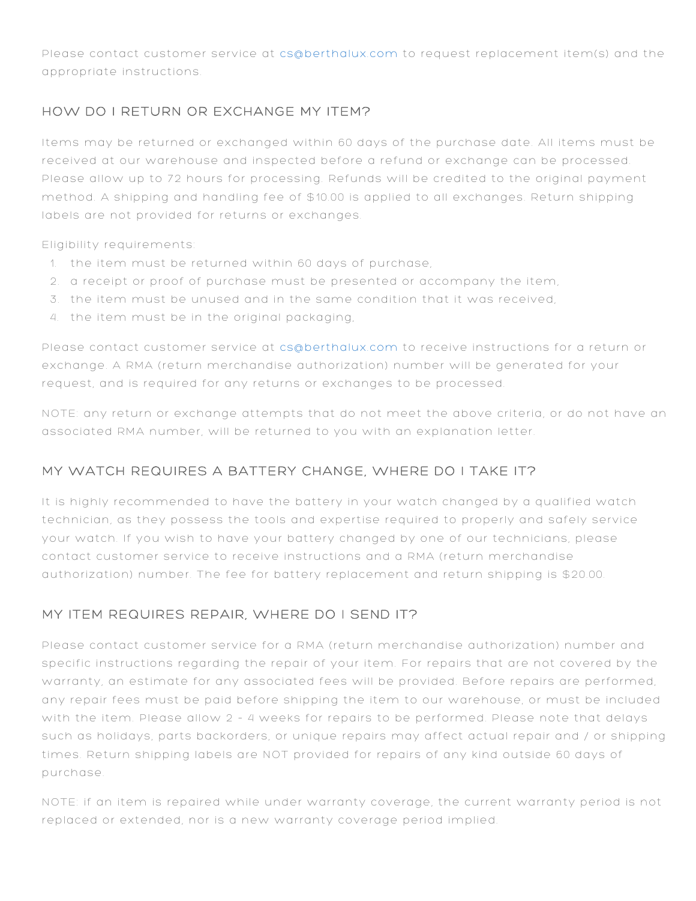Please contact customer service at cs@berthalux.com to request replacement item(s) and the appropriate instructions.

## HOW DO I RETURN OR EXCHANGE MY ITEM?

Items may be returned or exchanged within 60 days of the purchase date. All items must be received at our warehouse and inspected before a refund or exchange can be processed. Please allow up to 72 hours for processing. Refunds will be credited to the original payment method. A shipping and handling fee of $10.00 is applied to all exchanges. Return shipping labels are not provided for returns or exchanges.

Eligibility requirements:

1. the item must be returned within 60 days of purchase,
2. a receipt or proof of purchase must be presented or accompany the item,
3. the item must be unused and in the same condition that it was received,
4. the item must be in the original packaging,

Please contact customer service at cs@berthalux.com to receive instructions for a return or exchange. A RMA (return merchandise authorization) number will be generated for your request, and is required for any returns or exchanges to be processed.

NOTE: any return or exchange attempts that do not meet the above criteria, or do not have an associated RMA number, will be returned to you with an explanation letter.

## MY WATCH REQUIRES A BATTERY CHANGE, WHERE DO I TAKE IT?

It is highly recommended to have the battery in your watch changed by a qualified watch technician, as they possess the tools and expertise required to properly and safely service your watch. If you wish to have your battery changed by one of our technicians, please contact customer service to receive instructions and a RMA (return merchandise authorization) number. The fee for battery replacement and return shipping is $20.00.

## MY ITEM REQUIRES REPAIR, WHERE DO I SEND IT?

Please contact customer service for a RMA (return merchandise authorization) number and specific instructions regarding the repair of your item. For repairs that are not covered by the warranty, an estimate for any associated fees will be provided. Before repairs are performed, any repair fees must be paid before shipping the item to our warehouse, or must be included with the item. Please allow 2 - 4 weeks for repairs to be performed. Please note that delays such as holidays, parts backorders, or unique repairs may affect actual repair and / or shipping times. Return shipping labels are NOT provided for repairs of any kind outside 60 days of purchase.

NOTE: if an item is repaired while under warranty coverage, the current warranty period is not replaced or extended, nor is a new warranty coverage period implied.